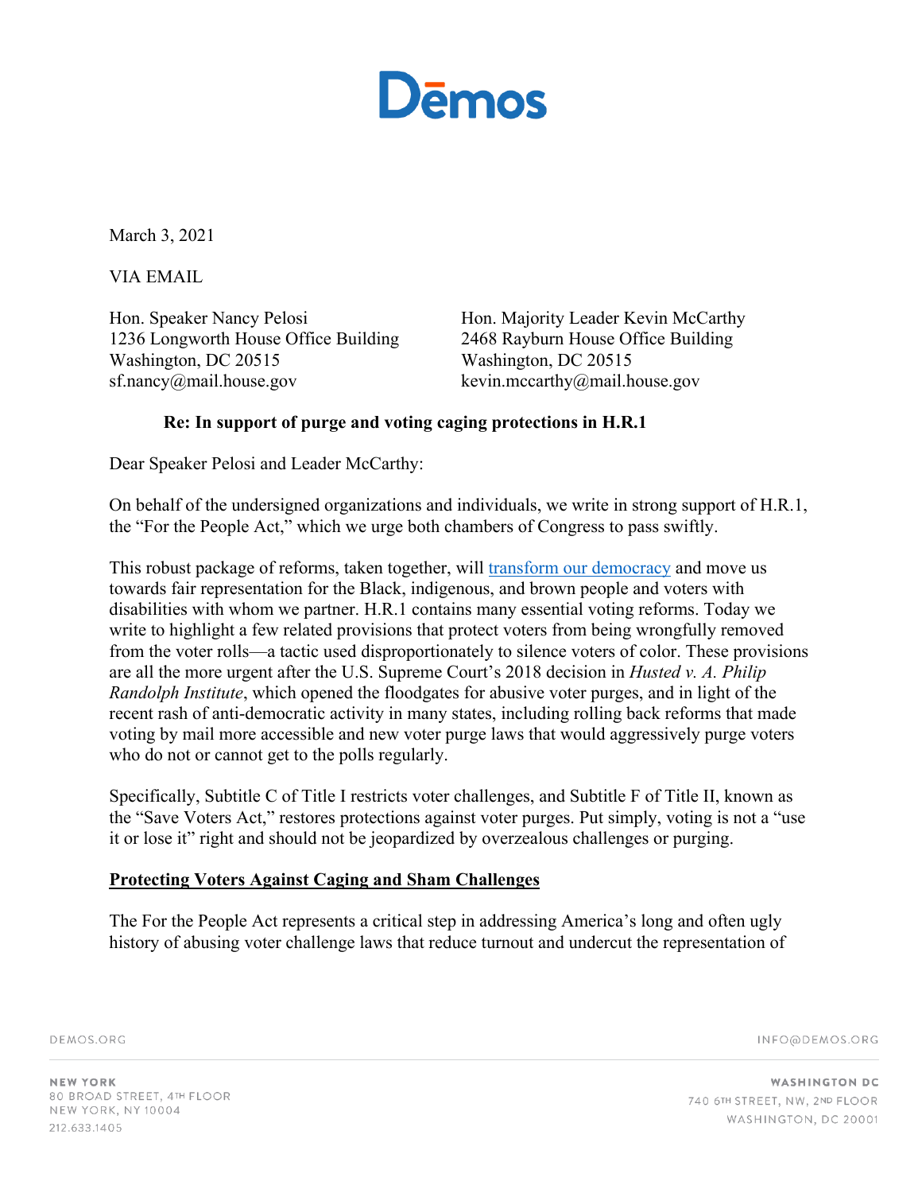Dēmos

March 3, 2021

VIA EMAIL

Hon. Speaker Nancy Pelosi
1236 Longworth House Office Building
Washington, DC 20515
sf.nancy@mail.house.gov

Hon. Majority Leader Kevin McCarthy
2468 Rayburn House Office Building
Washington, DC 20515
kevin.mccarthy@mail.house.gov

**Re: In support of purge and voting caging protections in H.R.1**

Dear Speaker Pelosi and Leader McCarthy:

On behalf of the undersigned organizations and individuals, we write in strong support of H.R.1, the "For the People Act," which we urge both chambers of Congress to pass swiftly.

This robust package of reforms, taken together, will [transform our democracy] and move us towards fair representation for the Black, indigenous, and brown people and voters with disabilities with whom we partner. H.R.1 contains many essential voting reforms. Today we write to highlight a few related provisions that protect voters from being wrongfully removed from the voter rolls—a tactic used disproportionately to silence voters of color. These provisions are all the more urgent after the U.S. Supreme Court's 2018 decision in *Husted v. A. Philip Randolph Institute*, which opened the floodgates for abusive voter purges, and in light of the recent rash of anti-democratic activity in many states, including rolling back reforms that made voting by mail more accessible and new voter purge laws that would aggressively purge voters who do not or cannot get to the polls regularly.

Specifically, Subtitle C of Title I restricts voter challenges, and Subtitle F of Title II, known as the "Save Voters Act," restores protections against voter purges. Put simply, voting is not a "use it or lose it" right and should not be jeopardized by overzealous challenges or purging.

**Protecting Voters Against Caging and Sham Challenges**

The For the People Act represents a critical step in addressing America's long and often ugly history of abusing voter challenge laws that reduce turnout and undercut the representation of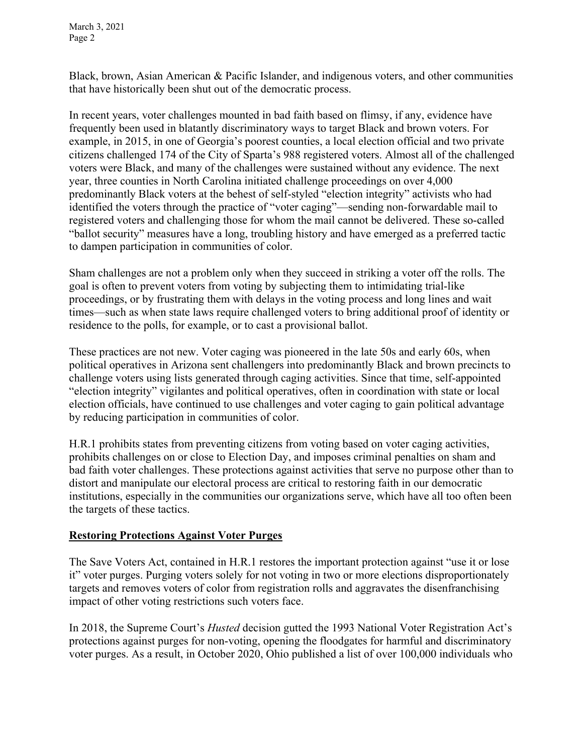Black, brown, Asian American & Pacific Islander, and indigenous voters, and other communities that have historically been shut out of the democratic process.

In recent years, voter challenges mounted in bad faith based on flimsy, if any, evidence have frequently been used in blatantly discriminatory ways to target Black and brown voters. For example, in 2015, in one of Georgia's poorest counties, a local election official and two private citizens challenged 174 of the City of Sparta's 988 registered voters. Almost all of the challenged voters were Black, and many of the challenges were sustained without any evidence. The next year, three counties in North Carolina initiated challenge proceedings on over 4,000 predominantly Black voters at the behest of self-styled "election integrity" activists who had identified the voters through the practice of "voter caging"—sending non-forwardable mail to registered voters and challenging those for whom the mail cannot be delivered. These so-called "ballot security" measures have a long, troubling history and have emerged as a preferred tactic to dampen participation in communities of color.

Sham challenges are not a problem only when they succeed in striking a voter off the rolls. The goal is often to prevent voters from voting by subjecting them to intimidating trial-like proceedings, or by frustrating them with delays in the voting process and long lines and wait times—such as when state laws require challenged voters to bring additional proof of identity or residence to the polls, for example, or to cast a provisional ballot.

These practices are not new. Voter caging was pioneered in the late 50s and early 60s, when political operatives in Arizona sent challengers into predominantly Black and brown precincts to challenge voters using lists generated through caging activities. Since that time, self-appointed "election integrity" vigilantes and political operatives, often in coordination with state or local election officials, have continued to use challenges and voter caging to gain political advantage by reducing participation in communities of color.

H.R.1 prohibits states from preventing citizens from voting based on voter caging activities, prohibits challenges on or close to Election Day, and imposes criminal penalties on sham and bad faith voter challenges. These protections against activities that serve no purpose other than to distort and manipulate our electoral process are critical to restoring faith in our democratic institutions, especially in the communities our organizations serve, which have all too often been the targets of these tactics.

**<u>Restoring Protections Against Voter Purges</u>**

The Save Voters Act, contained in H.R.1 restores the important protection against "use it or lose it" voter purges. Purging voters solely for not voting in two or more elections disproportionately targets and removes voters of color from registration rolls and aggravates the disenfranchising impact of other voting restrictions such voters face.

In 2018, the Supreme Court's *Husted* decision gutted the 1993 National Voter Registration Act's protections against purges for non-voting, opening the floodgates for harmful and discriminatory voter purges. As a result, in October 2020, Ohio published a list of over 100,000 individuals who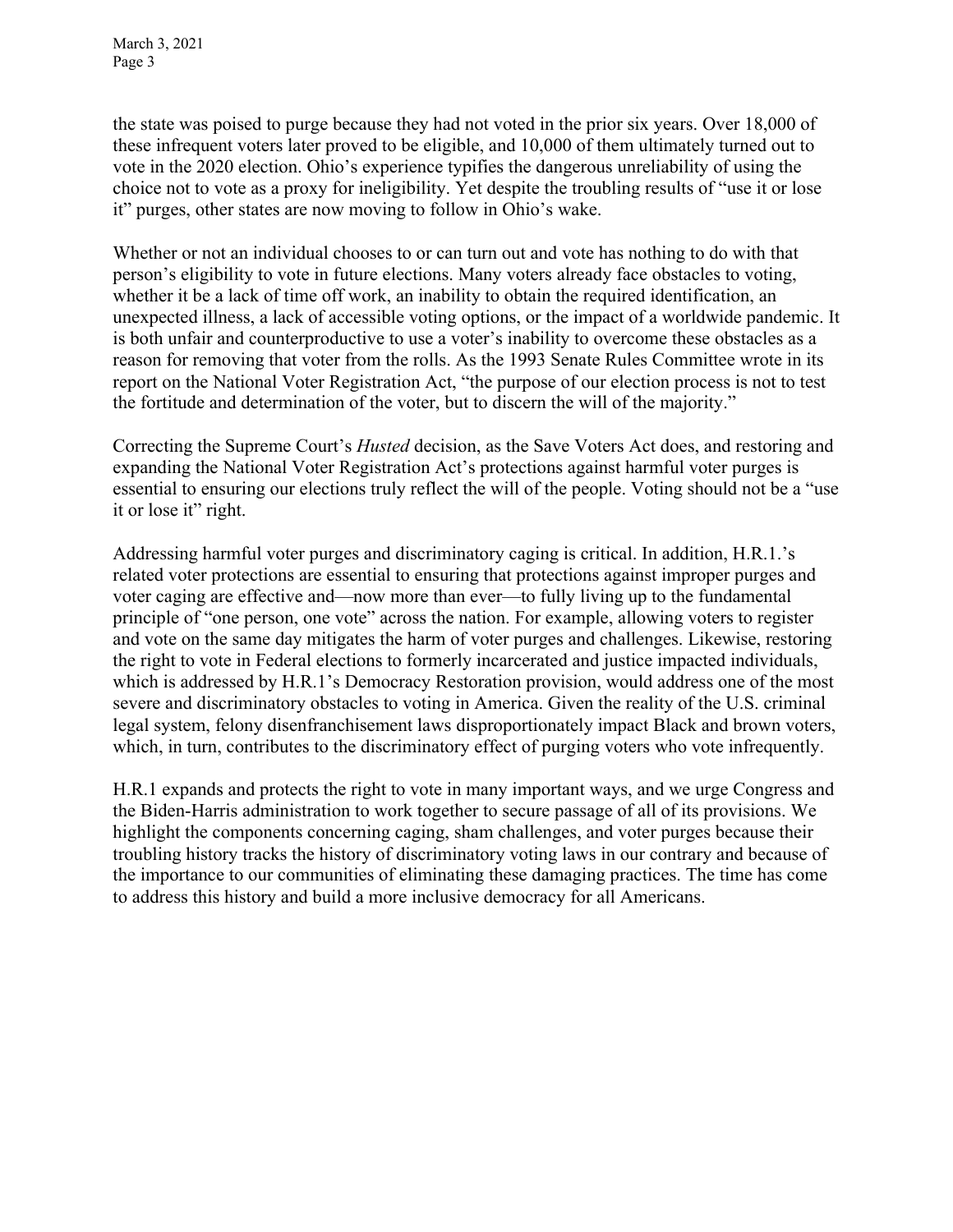the state was poised to purge because they had not voted in the prior six years. Over 18,000 of these infrequent voters later proved to be eligible, and 10,000 of them ultimately turned out to vote in the 2020 election. Ohio's experience typifies the dangerous unreliability of using the choice not to vote as a proxy for ineligibility. Yet despite the troubling results of "use it or lose it" purges, other states are now moving to follow in Ohio's wake.

Whether or not an individual chooses to or can turn out and vote has nothing to do with that person's eligibility to vote in future elections. Many voters already face obstacles to voting, whether it be a lack of time off work, an inability to obtain the required identification, an unexpected illness, a lack of accessible voting options, or the impact of a worldwide pandemic. It is both unfair and counterproductive to use a voter's inability to overcome these obstacles as a reason for removing that voter from the rolls. As the 1993 Senate Rules Committee wrote in its report on the National Voter Registration Act, "the purpose of our election process is not to test the fortitude and determination of the voter, but to discern the will of the majority."

Correcting the Supreme Court's *Husted* decision, as the Save Voters Act does, and restoring and expanding the National Voter Registration Act's protections against harmful voter purges is essential to ensuring our elections truly reflect the will of the people. Voting should not be a "use it or lose it" right.

Addressing harmful voter purges and discriminatory caging is critical. In addition, H.R.1.'s related voter protections are essential to ensuring that protections against improper purges and voter caging are effective and—now more than ever—to fully living up to the fundamental principle of "one person, one vote" across the nation. For example, allowing voters to register and vote on the same day mitigates the harm of voter purges and challenges. Likewise, restoring the right to vote in Federal elections to formerly incarcerated and justice impacted individuals, which is addressed by H.R.1's Democracy Restoration provision, would address one of the most severe and discriminatory obstacles to voting in America. Given the reality of the U.S. criminal legal system, felony disenfranchisement laws disproportionately impact Black and brown voters, which, in turn, contributes to the discriminatory effect of purging voters who vote infrequently.

H.R.1 expands and protects the right to vote in many important ways, and we urge Congress and the Biden-Harris administration to work together to secure passage of all of its provisions. We highlight the components concerning caging, sham challenges, and voter purges because their troubling history tracks the history of discriminatory voting laws in our contrary and because of the importance to our communities of eliminating these damaging practices. The time has come to address this history and build a more inclusive democracy for all Americans.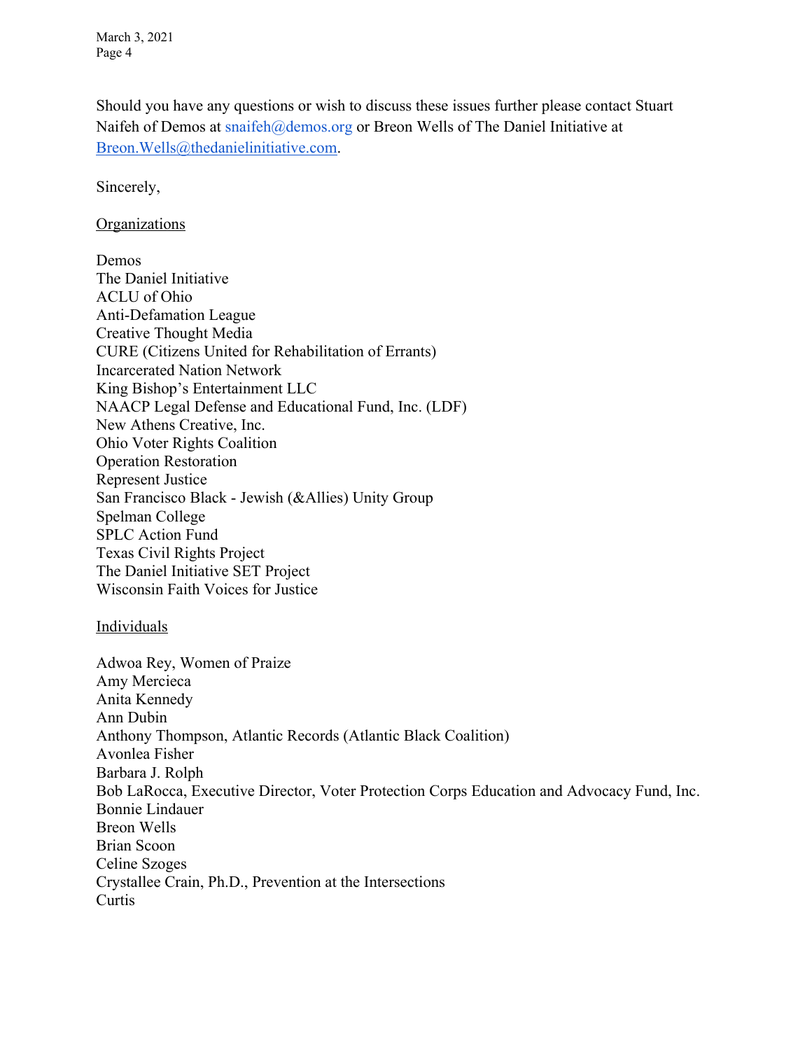Should you have any questions or wish to discuss these issues further please contact Stuart Naifeh of Demos at snaifeh@demos.org or Breon Wells of The Daniel Initiative at Breon.Wells@thedanielinitiative.com.

Sincerely,

Organizations

Demos
The Daniel Initiative
ACLU of Ohio
Anti-Defamation League
Creative Thought Media
CURE (Citizens United for Rehabilitation of Errants)
Incarcerated Nation Network
King Bishop's Entertainment LLC
NAACP Legal Defense and Educational Fund, Inc. (LDF)
New Athens Creative, Inc.
Ohio Voter Rights Coalition
Operation Restoration
Represent Justice
San Francisco Black - Jewish (&Allies) Unity Group
Spelman College
SPLC Action Fund
Texas Civil Rights Project
The Daniel Initiative SET Project
Wisconsin Faith Voices for Justice

Individuals

Adwoa Rey, Women of Praize
Amy Mercieca
Anita Kennedy
Ann Dubin
Anthony Thompson, Atlantic Records (Atlantic Black Coalition)
Avonlea Fisher
Barbara J. Rolph
Bob LaRocca, Executive Director, Voter Protection Corps Education and Advocacy Fund, Inc.
Bonnie Lindauer
Breon Wells
Brian Scoon
Celine Szoges
Crystallee Crain, Ph.D., Prevention at the Intersections
Curtis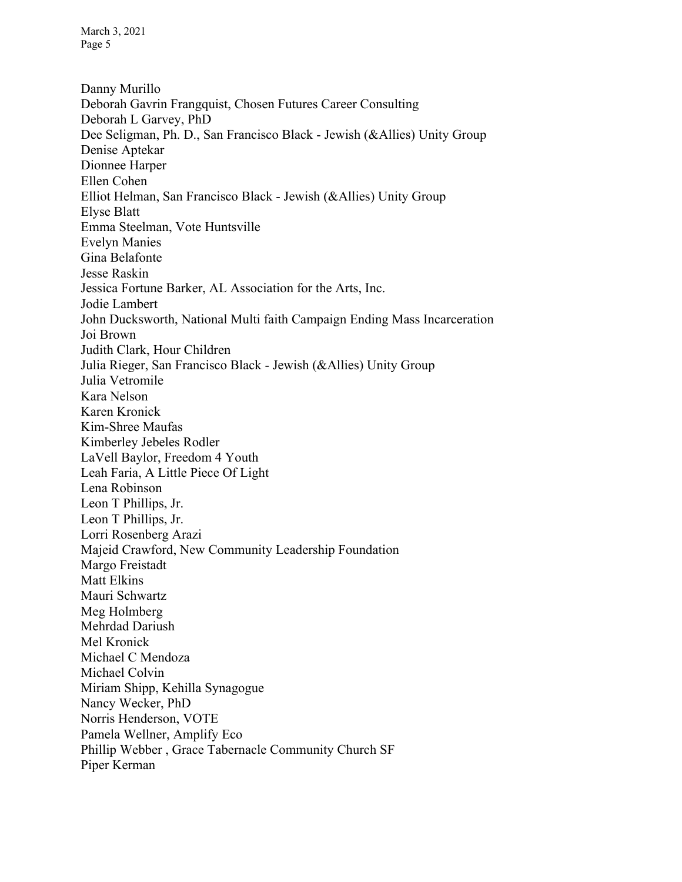Danny Murillo
Deborah Gavrin Frangquist, Chosen Futures Career Consulting
Deborah L Garvey, PhD
Dee Seligman, Ph. D., San Francisco Black - Jewish (&Allies) Unity Group
Denise Aptekar
Dionnee Harper
Ellen Cohen
Elliot Helman, San Francisco Black - Jewish (&Allies) Unity Group
Elyse Blatt
Emma Steelman, Vote Huntsville
Evelyn Manies
Gina Belafonte
Jesse Raskin
Jessica Fortune Barker, AL Association for the Arts, Inc.
Jodie Lambert
John Ducksworth, National Multi faith Campaign Ending Mass Incarceration
Joi Brown
Judith Clark, Hour Children
Julia Rieger, San Francisco Black - Jewish (&Allies) Unity Group
Julia Vetromile
Kara Nelson
Karen Kronick
Kim-Shree Maufas
Kimberley Jebeles Rodler
LaVell Baylor, Freedom 4 Youth
Leah Faria, A Little Piece Of Light
Lena Robinson
Leon T Phillips, Jr.
Leon T Phillips, Jr.
Lorri Rosenberg Arazi
Majeid Crawford, New Community Leadership Foundation
Margo Freistadt
Matt Elkins
Mauri Schwartz
Meg Holmberg
Mehrdad Dariush
Mel Kronick
Michael C Mendoza
Michael Colvin
Miriam Shipp, Kehilla Synagogue
Nancy Wecker, PhD
Norris Henderson, VOTE
Pamela Wellner, Amplify Eco
Phillip Webber , Grace Tabernacle Community Church SF
Piper Kerman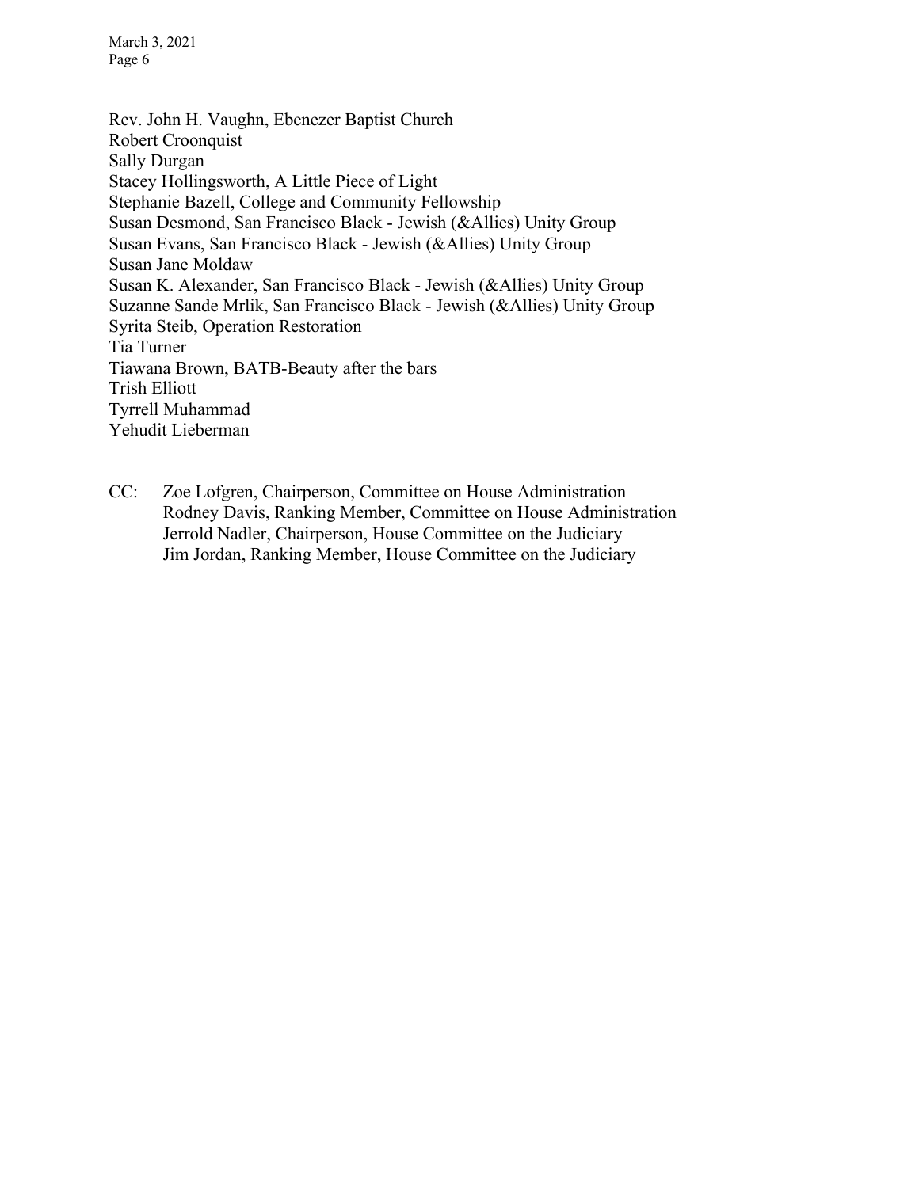Rev. John H. Vaughn, Ebenezer Baptist Church
Robert Croonquist
Sally Durgan
Stacey Hollingsworth, A Little Piece of Light
Stephanie Bazell, College and Community Fellowship
Susan Desmond, San Francisco Black - Jewish (&Allies) Unity Group
Susan Evans, San Francisco Black - Jewish (&Allies) Unity Group
Susan Jane Moldaw
Susan K. Alexander, San Francisco Black - Jewish (&Allies) Unity Group
Suzanne Sande Mrlik, San Francisco Black - Jewish (&Allies) Unity Group
Syrita Steib, Operation Restoration
Tia Turner
Tiawana Brown, BATB-Beauty after the bars
Trish Elliott
Tyrrell Muhammad
Yehudit Lieberman

CC: Zoe Lofgren, Chairperson, Committee on House Administration
Rodney Davis, Ranking Member, Committee on House Administration
Jerrold Nadler, Chairperson, House Committee on the Judiciary
Jim Jordan, Ranking Member, House Committee on the Judiciary